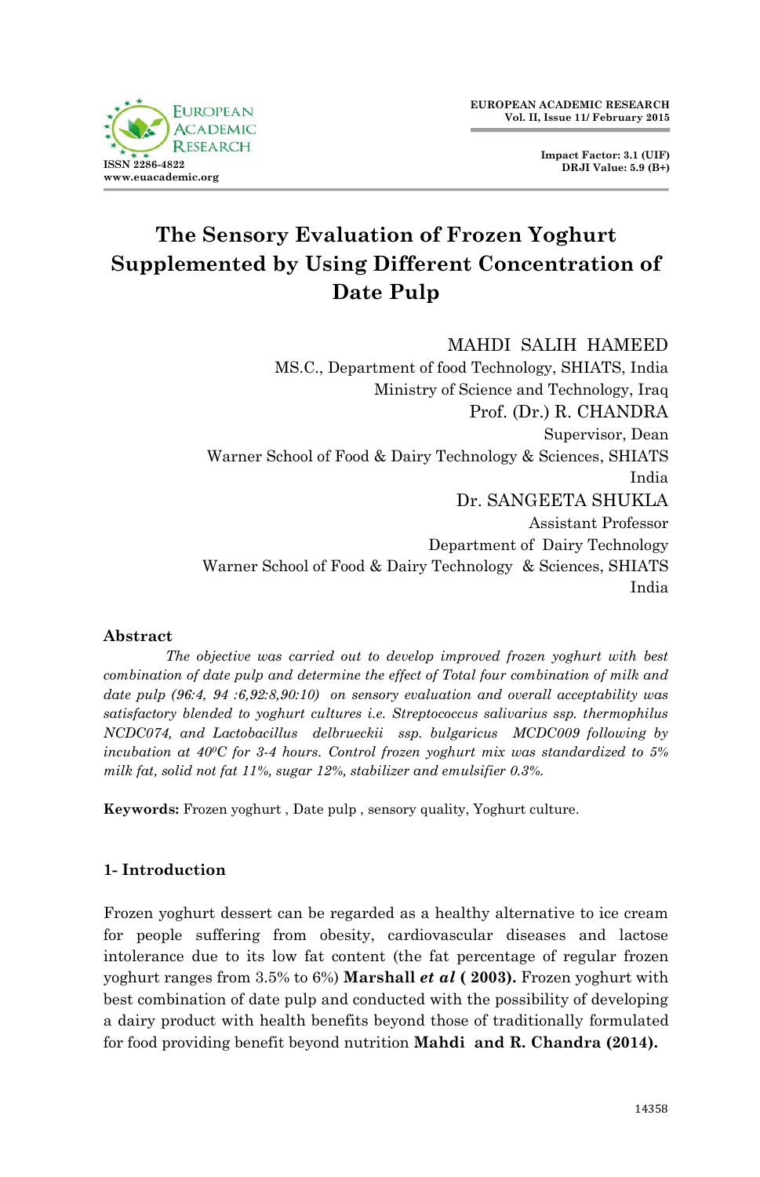EUROPEAN ACADEMIC RESEARCH
Vol. II, Issue 11/ February 2015

ISSN 2286-4822
www.euacademic.org

Impact Factor: 3.1 (UIF)
DRJI Value: 5.9 (B+)

# The Sensory Evaluation of Frozen Yoghurt Supplemented by Using Different Concentration of Date Pulp

MAHDI SALIH HAMEED
MS.C., Department of food Technology, SHIATS, India
Ministry of Science and Technology, Iraq

Prof. (Dr.) R. CHANDRA
Supervisor, Dean
Warner School of Food & Dairy Technology & Sciences, SHIATS
India

Dr. SANGEETA SHUKLA
Assistant Professor
Department of Dairy Technology
Warner School of Food & Dairy Technology & Sciences, SHIATS
India

## Abstract

*The objective was carried out to develop improved frozen yoghurt with best combination of date pulp and determine the effect of Total four combination of milk and date pulp (96:4, 94 :6,92:8,90:10) on sensory evaluation and overall acceptability was satisfactory blended to yoghurt cultures i.e. Streptococcus salivarius ssp. thermophilus NCDC074, and Lactobacillus delbrueckii ssp. bulgaricus MCDC009 following by incubation at 40°C for 3-4 hours. Control frozen yoghurt mix was standardized to 5% milk fat, solid not fat 11%, sugar 12%, stabilizer and emulsifier 0.3%.*

**Keywords:** Frozen yoghurt , Date pulp , sensory quality, Yoghurt culture.

## 1- Introduction

Frozen yoghurt dessert can be regarded as a healthy alternative to ice cream for people suffering from obesity, cardiovascular diseases and lactose intolerance due to its low fat content (the fat percentage of regular frozen yoghurt ranges from 3.5% to 6%) **Marshall *et al* ( 2003).** Frozen yoghurt with best combination of date pulp and conducted with the possibility of developing a dairy product with health benefits beyond those of traditionally formulated for food providing benefit beyond nutrition **Mahdi and R. Chandra (2014).**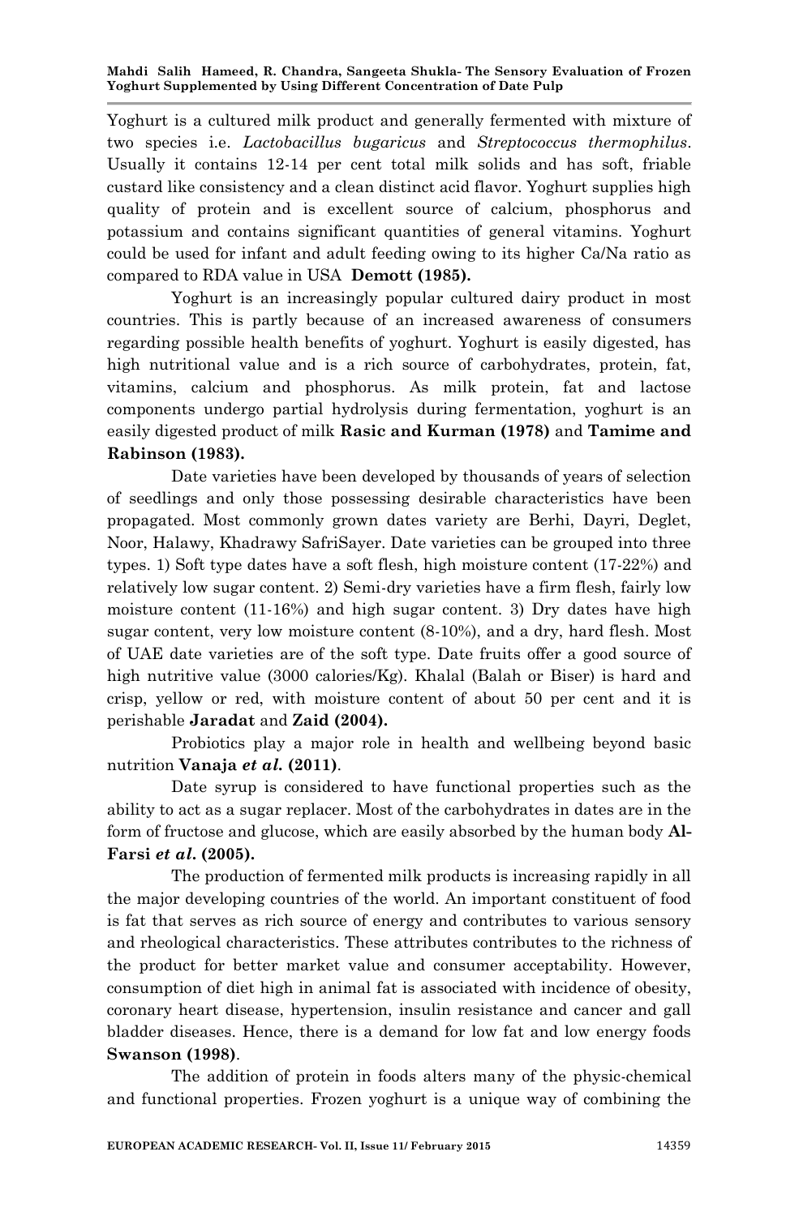Yoghurt is a cultured milk product and generally fermented with mixture of two species i.e. *Lactobacillus bugaricus* and *Streptococcus thermophilus*. Usually it contains 12-14 per cent total milk solids and has soft, friable custard like consistency and a clean distinct acid flavor. Yoghurt supplies high quality of protein and is excellent source of calcium, phosphorus and potassium and contains significant quantities of general vitamins. Yoghurt could be used for infant and adult feeding owing to its higher Ca/Na ratio as compared to RDA value in USA **Demott (1985).**

Yoghurt is an increasingly popular cultured dairy product in most countries. This is partly because of an increased awareness of consumers regarding possible health benefits of yoghurt. Yoghurt is easily digested, has high nutritional value and is a rich source of carbohydrates, protein, fat, vitamins, calcium and phosphorus. As milk protein, fat and lactose components undergo partial hydrolysis during fermentation, yoghurt is an easily digested product of milk **Rasic and Kurman (1978)** and **Tamime and Rabinson (1983).**

Date varieties have been developed by thousands of years of selection of seedlings and only those possessing desirable characteristics have been propagated. Most commonly grown dates variety are Berhi, Dayri, Deglet, Noor, Halawy, Khadrawy SafriSayer. Date varieties can be grouped into three types. 1) Soft type dates have a soft flesh, high moisture content (17-22%) and relatively low sugar content. 2) Semi-dry varieties have a firm flesh, fairly low moisture content (11-16%) and high sugar content. 3) Dry dates have high sugar content, very low moisture content (8-10%), and a dry, hard flesh. Most of UAE date varieties are of the soft type. Date fruits offer a good source of high nutritive value (3000 calories/Kg). Khalal (Balah or Biser) is hard and crisp, yellow or red, with moisture content of about 50 per cent and it is perishable **Jaradat** and **Zaid (2004).**

Probiotics play a major role in health and wellbeing beyond basic nutrition **Vanaja *et al.* (2011)**.

Date syrup is considered to have functional properties such as the ability to act as a sugar replacer. Most of the carbohydrates in dates are in the form of fructose and glucose, which are easily absorbed by the human body **Al-Farsi *et al*. (2005).**

The production of fermented milk products is increasing rapidly in all the major developing countries of the world. An important constituent of food is fat that serves as rich source of energy and contributes to various sensory and rheological characteristics. These attributes contributes to the richness of the product for better market value and consumer acceptability. However, consumption of diet high in animal fat is associated with incidence of obesity, coronary heart disease, hypertension, insulin resistance and cancer and gall bladder diseases. Hence, there is a demand for low fat and low energy foods **Swanson (1998)**.

The addition of protein in foods alters many of the physic-chemical and functional properties. Frozen yoghurt is a unique way of combining the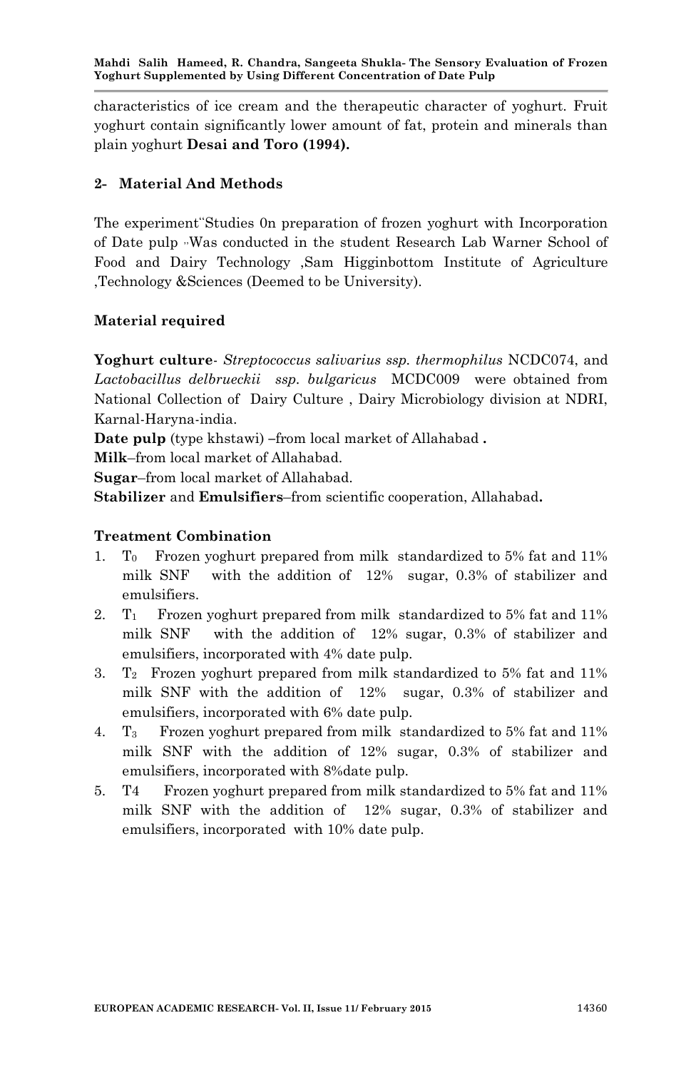characteristics of ice cream and the therapeutic character of yoghurt. Fruit yoghurt contain significantly lower amount of fat, protein and minerals than plain yoghurt **Desai and Toro (1994).**

## 2- Material And Methods

The experiment"Studies 0n preparation of frozen yoghurt with Incorporation of Date pulp "Was conducted in the student Research Lab Warner School of Food and Dairy Technology ,Sam Higginbottom Institute of Agriculture ,Technology &Sciences (Deemed to be University).

### Material required

**Yoghurt culture**- *Streptococcus salivarius ssp. thermophilus* NCDC074, and *Lactobacillus delbrueckii ssp. bulgaricus* MCDC009 were obtained from National Collection of Dairy Culture , Dairy Microbiology division at NDRI, Karnal-Haryna-india.
**Date pulp** (type khstawi) **–**from local market of Allahabad **.**
**Milk**–from local market of Allahabad.
**Sugar**–from local market of Allahabad.
**Stabilizer** and **Emulsifiers**–from scientific cooperation, Allahabad**.**

### Treatment Combination

1. $T_0$ Frozen yoghurt prepared from milk standardized to 5% fat and 11% milk SNF with the addition of 12% sugar, 0.3% of stabilizer and emulsifiers.
2. $T_1$ Frozen yoghurt prepared from milk standardized to 5% fat and 11% milk SNF with the addition of 12% sugar, 0.3% of stabilizer and emulsifiers, incorporated with 4% date pulp.
3. $T_2$ Frozen yoghurt prepared from milk standardized to 5% fat and 11% milk SNF with the addition of 12% sugar, 0.3% of stabilizer and emulsifiers, incorporated with 6% date pulp.
4. $T_3$ Frozen yoghurt prepared from milk standardized to 5% fat and 11% milk SNF with the addition of 12% sugar, 0.3% of stabilizer and emulsifiers, incorporated with 8%date pulp.
5. T4 Frozen yoghurt prepared from milk standardized to 5% fat and 11% milk SNF with the addition of 12% sugar, 0.3% of stabilizer and emulsifiers, incorporated with 10% date pulp.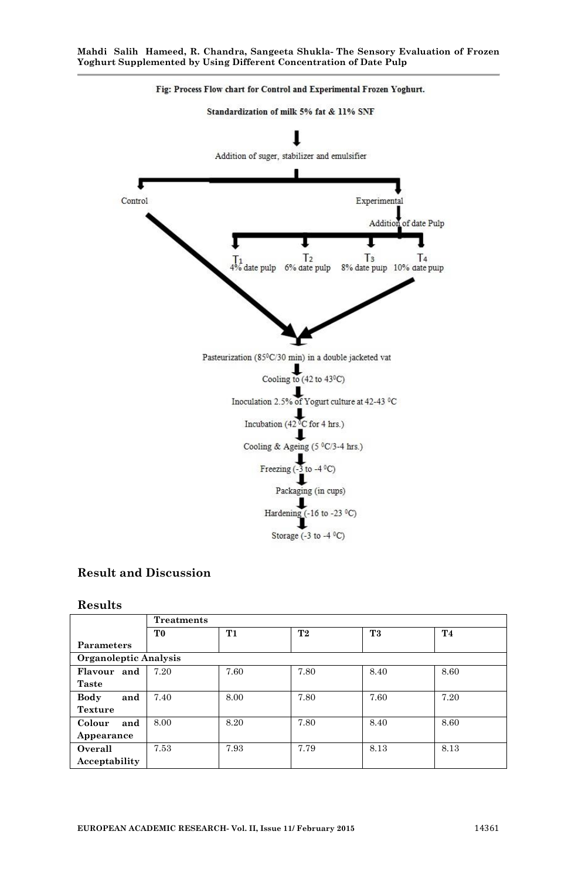**Fig: Process Flow chart for Control and Experimental Frozen Yoghurt.**

Standardization of milk 5% fat & 11% SNF

↓

Addition of suger, stabilizer and emulsifier

Control | Experimental

Experimental → Addition of date Pulp

- $T_1$ 4% date pulp
- $T_2$ 6% date pulp
- $T_3$ 8% date pulp
- $T_4$ 10% date pulp

Pasteurization ($85^0C$/30 min) in a double jacketed vat

↓

Cooling to (42 to $43^0C$)

↓

Inoculation 2.5% of Yogurt culture at 42-43 $^0C$

↓

Incubation (42 $^0C$ for 4 hrs.)

↓

Cooling & Ageing (5 $^0C$/3-4 hrs.)

↓

Freezing (-3 to -4 $^0C$)

↓

Packaging (in cups)

↓

Hardening (-16 to -23 $^0C$)

↓

Storage (-3 to -4 $^0C$)

## Result and Discussion

### Results

| | Treatments | | | | |
|---|---|---|---|---|---|
| **Parameters** | **T0** | **T1** | **T2** | **T3** | **T4** |
| **Organoleptic Analysis** | | | | | |
| **Flavour and Taste** | 7.20 | 7.60 | 7.80 | 8.40 | 8.60 |
| **Body and Texture** | 7.40 | 8.00 | 7.80 | 7.60 | 7.20 |
| **Colour and Appearance** | 8.00 | 8.20 | 7.80 | 8.40 | 8.60 |
| **Overall Acceptability** | 7.53 | 7.93 | 7.79 | 8.13 | 8.13 |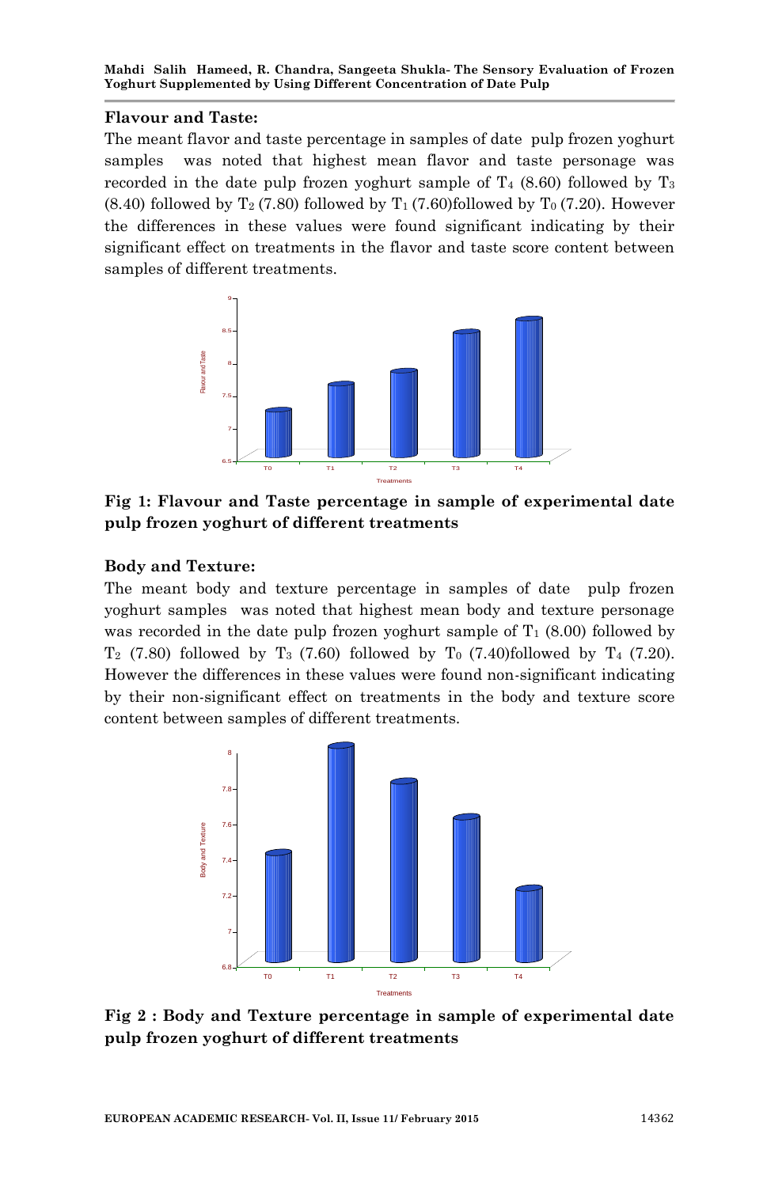**Flavour and Taste:**

The meant flavor and taste percentage in samples of date pulp frozen yoghurt samples was noted that highest mean flavor and taste personage was recorded in the date pulp frozen yoghurt sample of $T_4$ (8.60) followed by $T_3$ (8.40) followed by $T_2$ (7.80) followed by $T_1$ (7.60)followed by $T_0$ (7.20). However the differences in these values were found significant indicating by their significant effect on treatments in the flavor and taste score content between samples of different treatments.

**Fig 1: Flavour and Taste percentage in sample of experimental date pulp frozen yoghurt of different treatments**

**Body and Texture:**

The meant body and texture percentage in samples of date pulp frozen yoghurt samples was noted that highest mean body and texture personage was recorded in the date pulp frozen yoghurt sample of $T_1$ (8.00) followed by $T_2$ (7.80) followed by $T_3$ (7.60) followed by $T_0$ (7.40)followed by $T_4$ (7.20). However the differences in these values were found non-significant indicating by their non-significant effect on treatments in the body and texture score content between samples of different treatments.

**Fig 2 : Body and Texture percentage in sample of experimental date pulp frozen yoghurt of different treatments**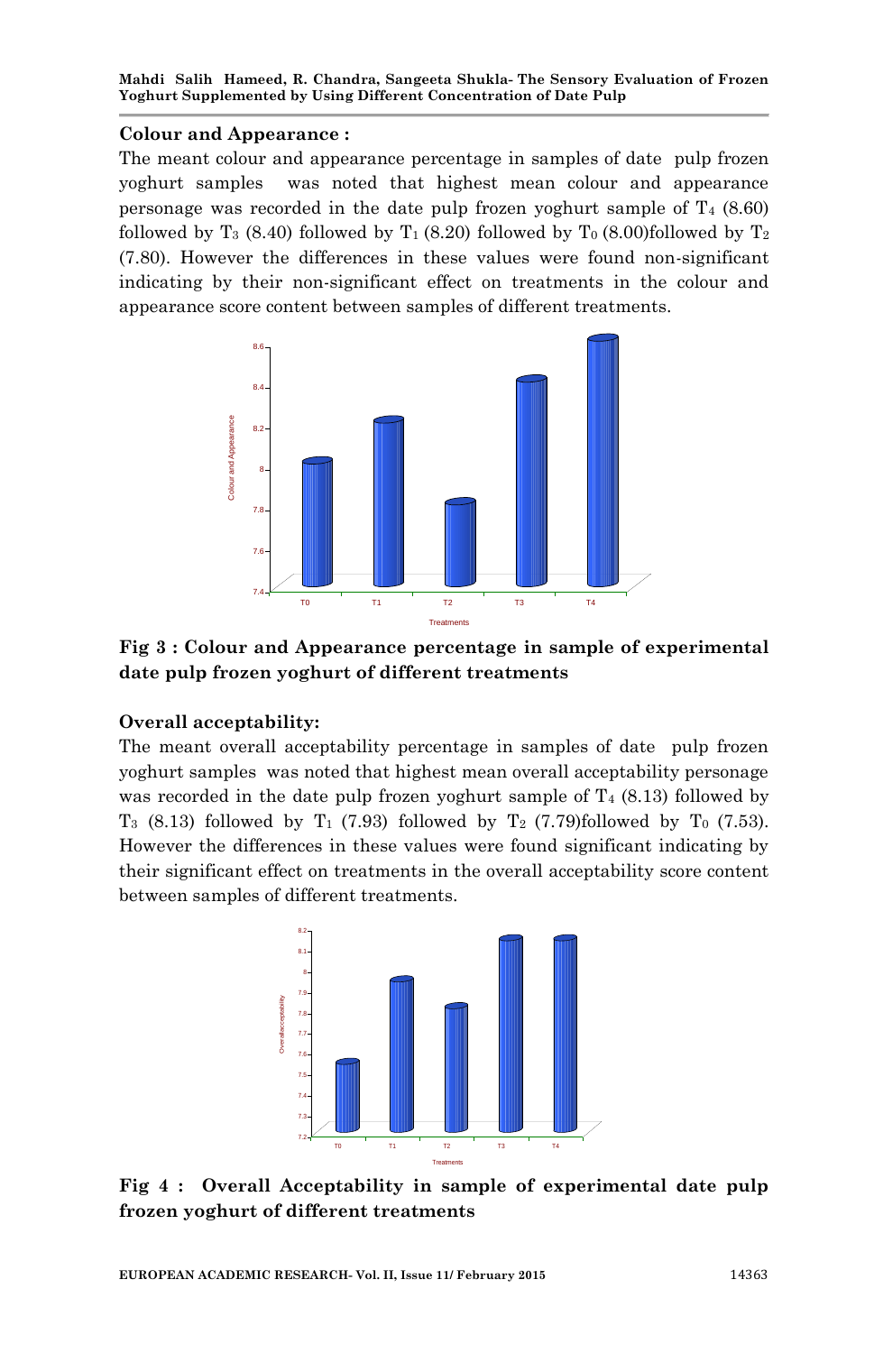**Colour and Appearance :**

The meant colour and appearance percentage in samples of date pulp frozen yoghurt samples was noted that highest mean colour and appearance personage was recorded in the date pulp frozen yoghurt sample of $T_4$ (8.60) followed by $T_3$ (8.40) followed by $T_1$ (8.20) followed by $T_0$ (8.00)followed by $T_2$ (7.80). However the differences in these values were found non-significant indicating by their non-significant effect on treatments in the colour and appearance score content between samples of different treatments.

**Fig 3 : Colour and Appearance percentage in sample of experimental date pulp frozen yoghurt of different treatments**

**Overall acceptability:**

The meant overall acceptability percentage in samples of date pulp frozen yoghurt samples was noted that highest mean overall acceptability personage was recorded in the date pulp frozen yoghurt sample of $T_4$ (8.13) followed by $T_3$ (8.13) followed by $T_1$ (7.93) followed by $T_2$ (7.79)followed by $T_0$ (7.53). However the differences in these values were found significant indicating by their significant effect on treatments in the overall acceptability score content between samples of different treatments.

**Fig 4 : Overall Acceptability in sample of experimental date pulp frozen yoghurt of different treatments**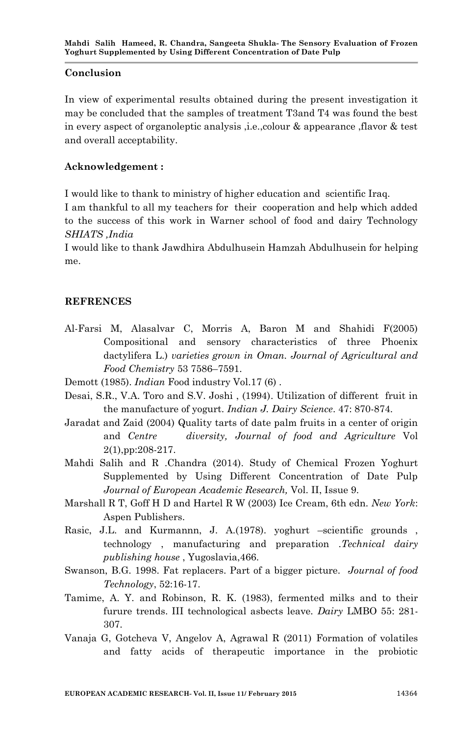## Conclusion

In view of experimental results obtained during the present investigation it may be concluded that the samples of treatment T3and T4 was found the best in every aspect of organoleptic analysis ,i.e.,colour & appearance ,flavor & test and overall acceptability.

## Acknowledgement :

I would like to thank to ministry of higher education and scientific Iraq.
I am thankful to all my teachers for their cooperation and help which added to the success of this work in Warner school of food and dairy Technology *SHIATS ,India*
I would like to thank Jawdhira Abdulhusein Hamzah Abdulhusein for helping me.

## REFRENCES

Al-Farsi M, Alasalvar C, Morris A, Baron M and Shahidi F(2005) Compositional and sensory characteristics of three Phoenix dactylifera L.) *varieties grown in Oman. Journal of Agricultural and Food Chemistry* 53 7586–7591.

Demott (1985). *Indian* Food industry Vol.17 (6) .

Desai, S.R., V.A. Toro and S.V. Joshi , (1994). Utilization of different fruit in the manufacture of yogurt. *Indian J. Dairy Science*. 47: 870-874.

Jaradat and Zaid (2004) Quality tarts of date palm fruits in a center of origin and *Centre diversity, Journal of food and Agriculture* Vol 2(1),pp:208-217.

Mahdi Salih and R .Chandra (2014). Study of Chemical Frozen Yoghurt Supplemented by Using Different Concentration of Date Pulp *Journal of European Academic Research,* Vol. II, Issue 9.

Marshall R T, Goff H D and Hartel R W (2003) Ice Cream, 6th edn. *New York*: Aspen Publishers.

Rasic, J.L. and Kurmannn, J. A.(1978). yoghurt –scientific grounds , technology , manufacturing and preparation .*Technical dairy publishing house* , Yugoslavia,466.

Swanson, B.G. 1998. Fat replacers. Part of a bigger picture. *Journal of food Technology*, 52:16-17.

Tamime, A. Y. and Robinson, R. K. (1983), fermented milks and to their furure trends. III technological asbects leave. *Dairy* LMBO 55: 281-307.

Vanaja G, Gotcheva V, Angelov A, Agrawal R (2011) Formation of volatiles and fatty acids of therapeutic importance in the probiotic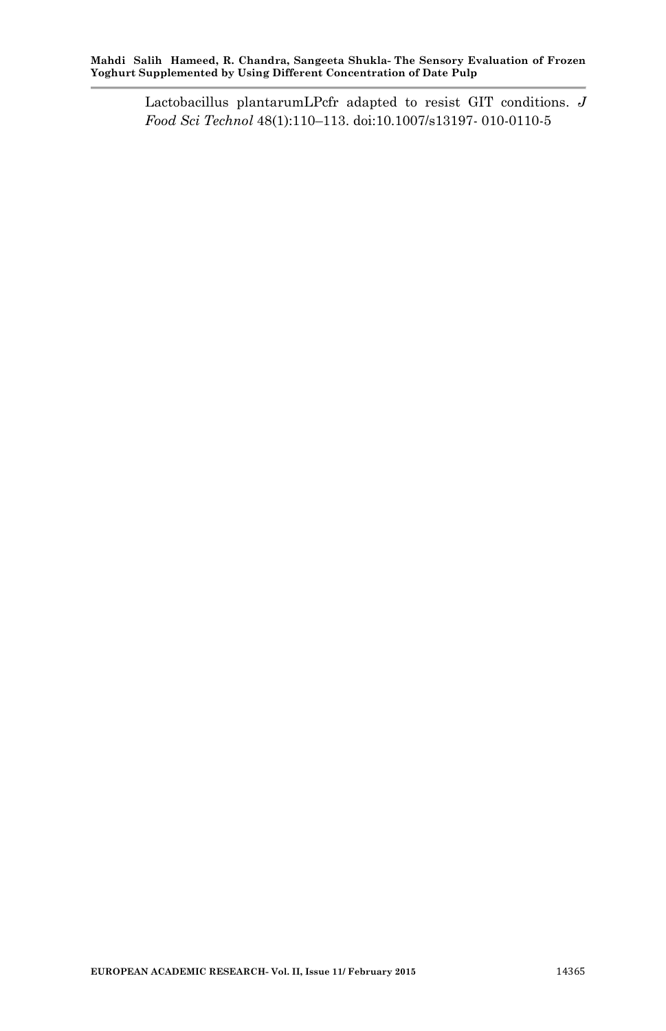Lactobacillus plantarumLPcfr adapted to resist GIT conditions. *J Food Sci Technol* 48(1):110–113. doi:10.1007/s13197- 010-0110-5